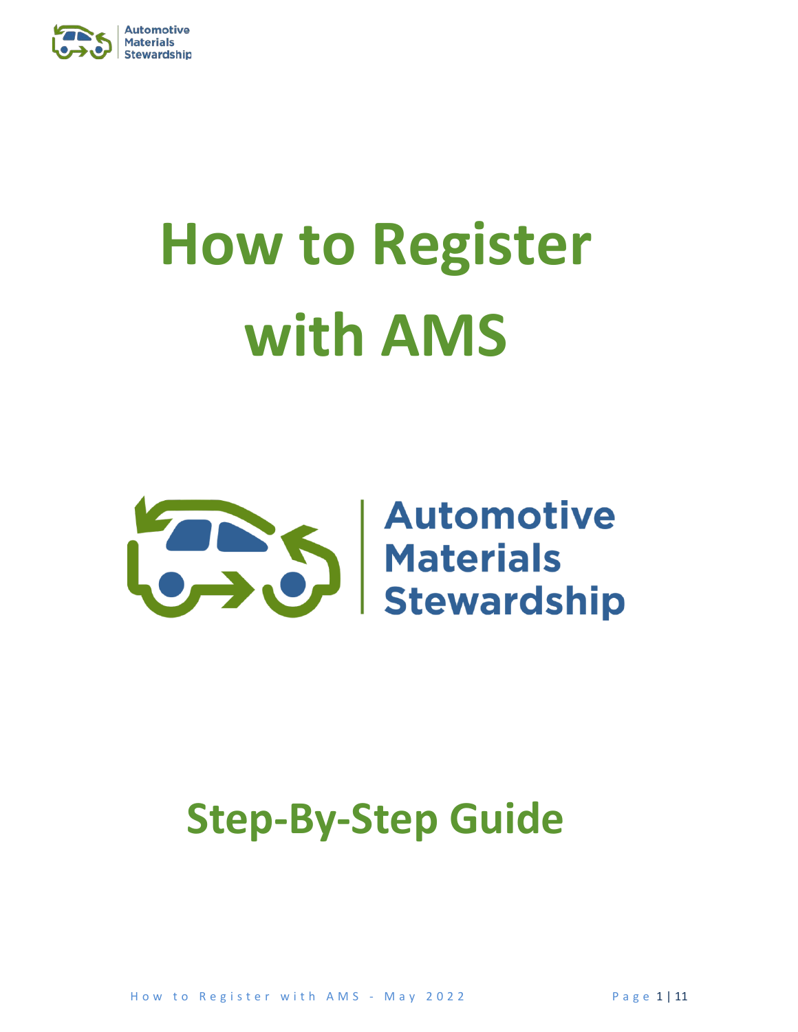# How to Register with AMS

Automotive Materials Stewardship

## Step-By-Step Guide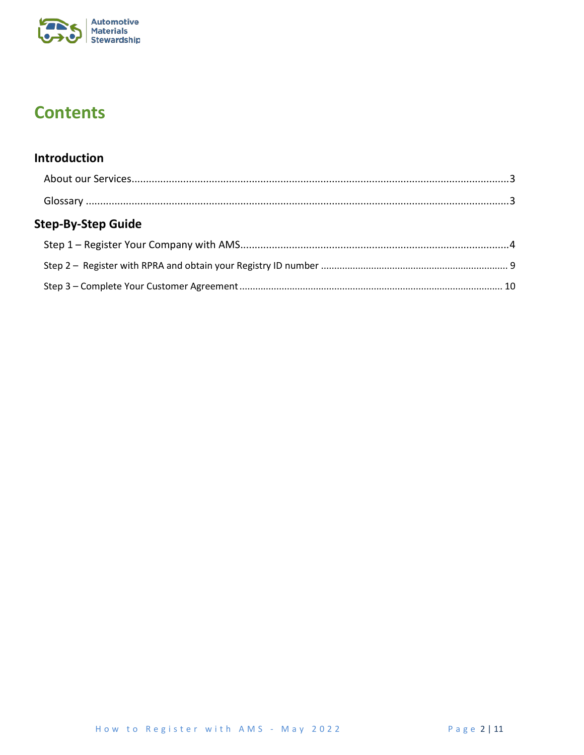# Contents

## Introduction

About our Services....................3

Glossary....................3

## Step-By-Step Guide

Step 1 – Register Your Company with AMS....................4

Step 2 – Register with RPRA and obtain your Registry ID number....................9

Step 3 – Complete Your Customer Agreement....................10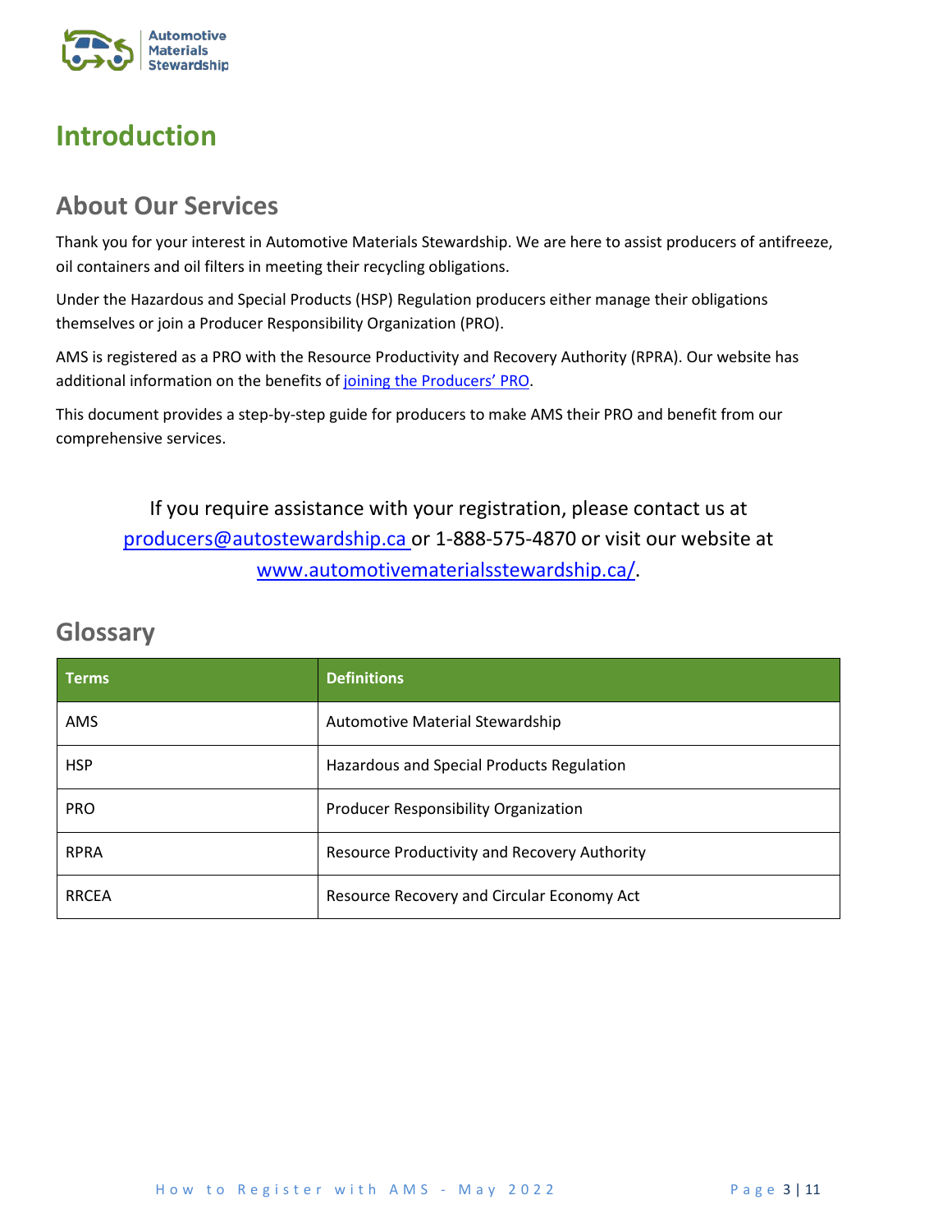# Introduction

## About Our Services

Thank you for your interest in Automotive Materials Stewardship. We are here to assist producers of antifreeze, oil containers and oil filters in meeting their recycling obligations.

Under the Hazardous and Special Products (HSP) Regulation producers either manage their obligations themselves or join a Producer Responsibility Organization (PRO).

AMS is registered as a PRO with the Resource Productivity and Recovery Authority (RPRA). Our website has additional information on the benefits of joining the Producers' PRO.

This document provides a step-by-step guide for producers to make AMS their PRO and benefit from our comprehensive services.

If you require assistance with your registration, please contact us at producers@autostewardship.ca or 1-888-575-4870 or visit our website at www.automotivematerialsstewardship.ca/.

## Glossary

| Terms | Definitions |
|---|---|
| AMS | Automotive Material Stewardship |
| HSP | Hazardous and Special Products Regulation |
| PRO | Producer Responsibility Organization |
| RPRA | Resource Productivity and Recovery Authority |
| RRCEA | Resource Recovery and Circular Economy Act |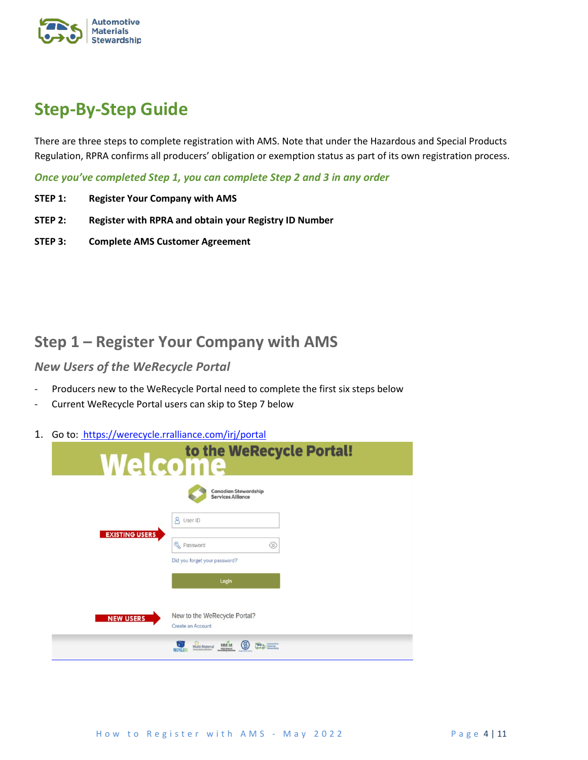## Step-By-Step Guide

There are three steps to complete registration with AMS. Note that under the Hazardous and Special Products Regulation, RPRA confirms all producers' obligation or exemption status as part of its own registration process.

***Once you've completed Step 1, you can complete Step 2 and 3 in any order***

**STEP 1:** **Register Your Company with AMS**

**STEP 2:** **Register with RPRA and obtain your Registry ID Number**

**STEP 3:** **Complete AMS Customer Agreement**

## Step 1 – Register Your Company with AMS

### *New Users of the WeRecycle Portal*

- Producers new to the WeRecycle Portal need to complete the first six steps below
- Current WeRecycle Portal users can skip to Step 7 below

1. Go to: [https://werecycle.rralliance.com/irj/portal](https://werecycle.rralliance.com/irj/portal)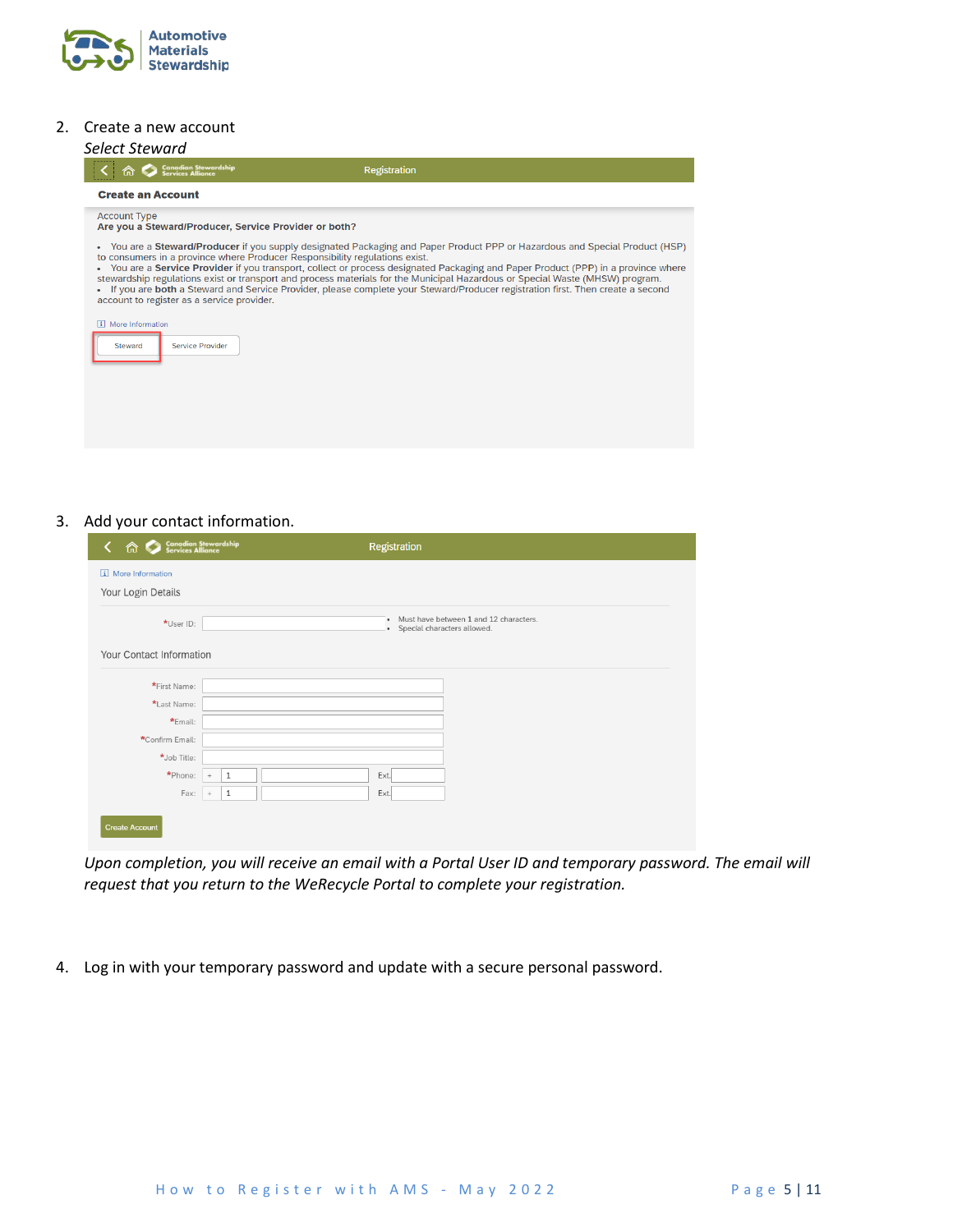2. Create a new account

   *Select Steward*

   Registration

   **Create an Account**

   Account Type
   **Are you a Steward/Producer, Service Provider or both?**

   - You are a **Steward/Producer** if you supply designated Packaging and Paper Product PPP or Hazardous and Special Product (HSP) to consumers in a province where Producer Responsibility regulations exist.
   - You are a **Service Provider** if you transport, collect or process designated Packaging and Paper Product (PPP) in a province where stewardship regulations exist or transport and process materials for the Municipal Hazardous or Special Waste (MHSW) program.
   - If you are **both** a Steward and Service Provider, please complete your Steward/Producer registration first. Then create a second account to register as a service provider.

   More Information

   Steward | Service Provider

3. Add your contact information.

   Registration

   More Information

   Your Login Details

   *User ID:
   - Must have between 1 and 12 characters.
   - Special characters allowed.

   Your Contact Information

   *First Name:
   *Last Name:
   *Email:
   *Confirm Email:
   *Job Title:
   *Phone: + 1 Ext.
   Fax: + 1 Ext.

   Create Account

   *Upon completion, you will receive an email with a Portal User ID and temporary password. The email will request that you return to the WeRecycle Portal to complete your registration.*

4. Log in with your temporary password and update with a secure personal password.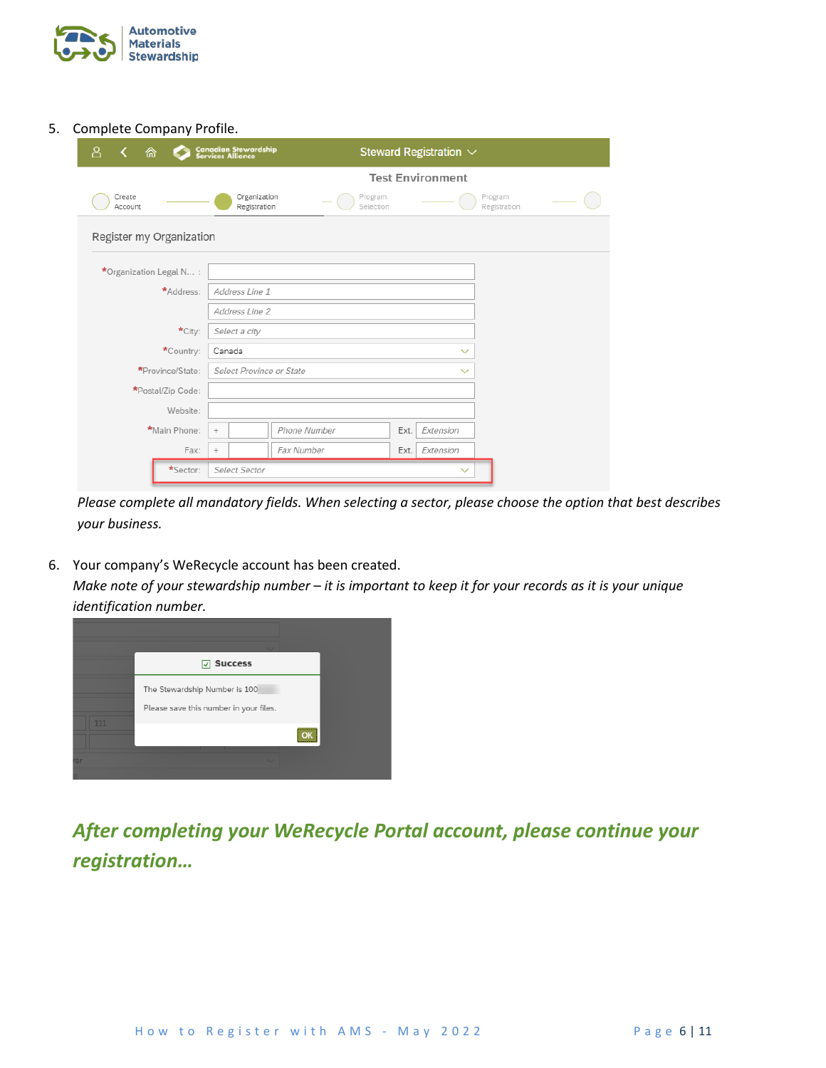5. Complete Company Profile.

*Please complete all mandatory fields. When selecting a sector, please choose the option that best describes your business.*

6. Your company's WeRecycle account has been created.
   *Make note of your stewardship number – it is important to keep it for your records as it is your unique identification number.*

***After completing your WeRecycle Portal account, please continue your registration…***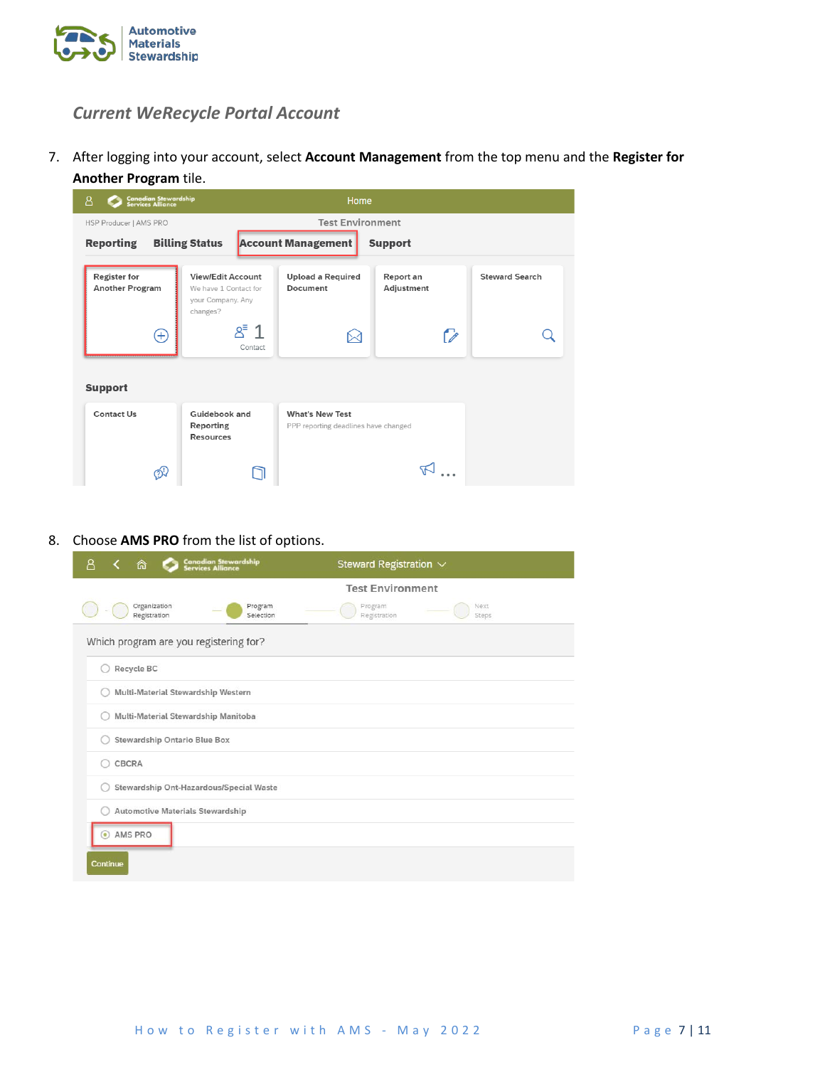### *Current WeRecycle Portal Account*

7. After logging into your account, select **Account Management** from the top menu and the **Register for Another Program** tile.

8. Choose **AMS PRO** from the list of options.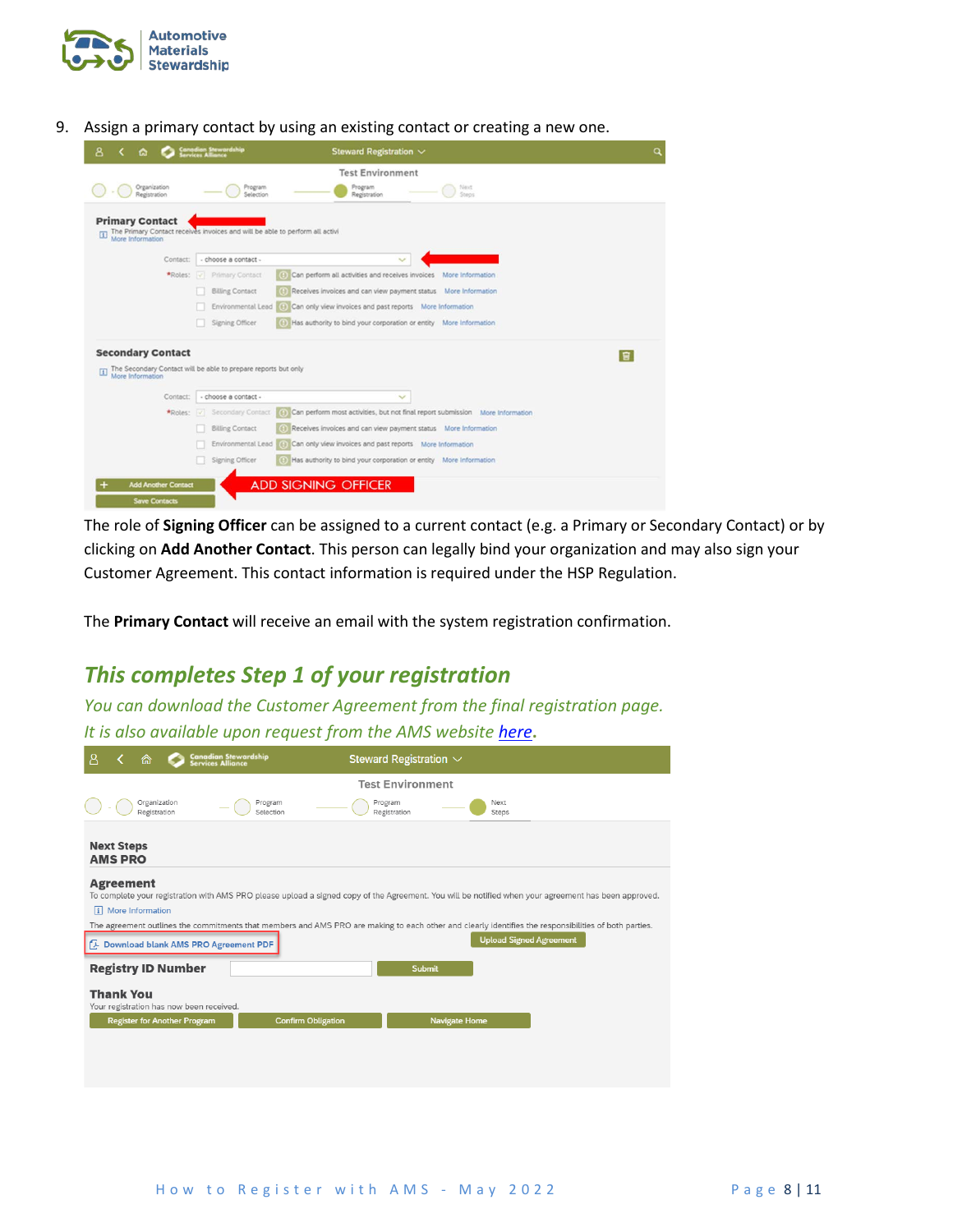9. Assign a primary contact by using an existing contact or creating a new one.

The role of **Signing Officer** can be assigned to a current contact (e.g. a Primary or Secondary Contact) or by clicking on **Add Another Contact**. This person can legally bind your organization and may also sign your Customer Agreement. This contact information is required under the HSP Regulation.

The **Primary Contact** will receive an email with the system registration confirmation.

## *This completes Step 1 of your registration*

*You can download the Customer Agreement from the final registration page.*

*It is also available upon request from the AMS website [here](here).*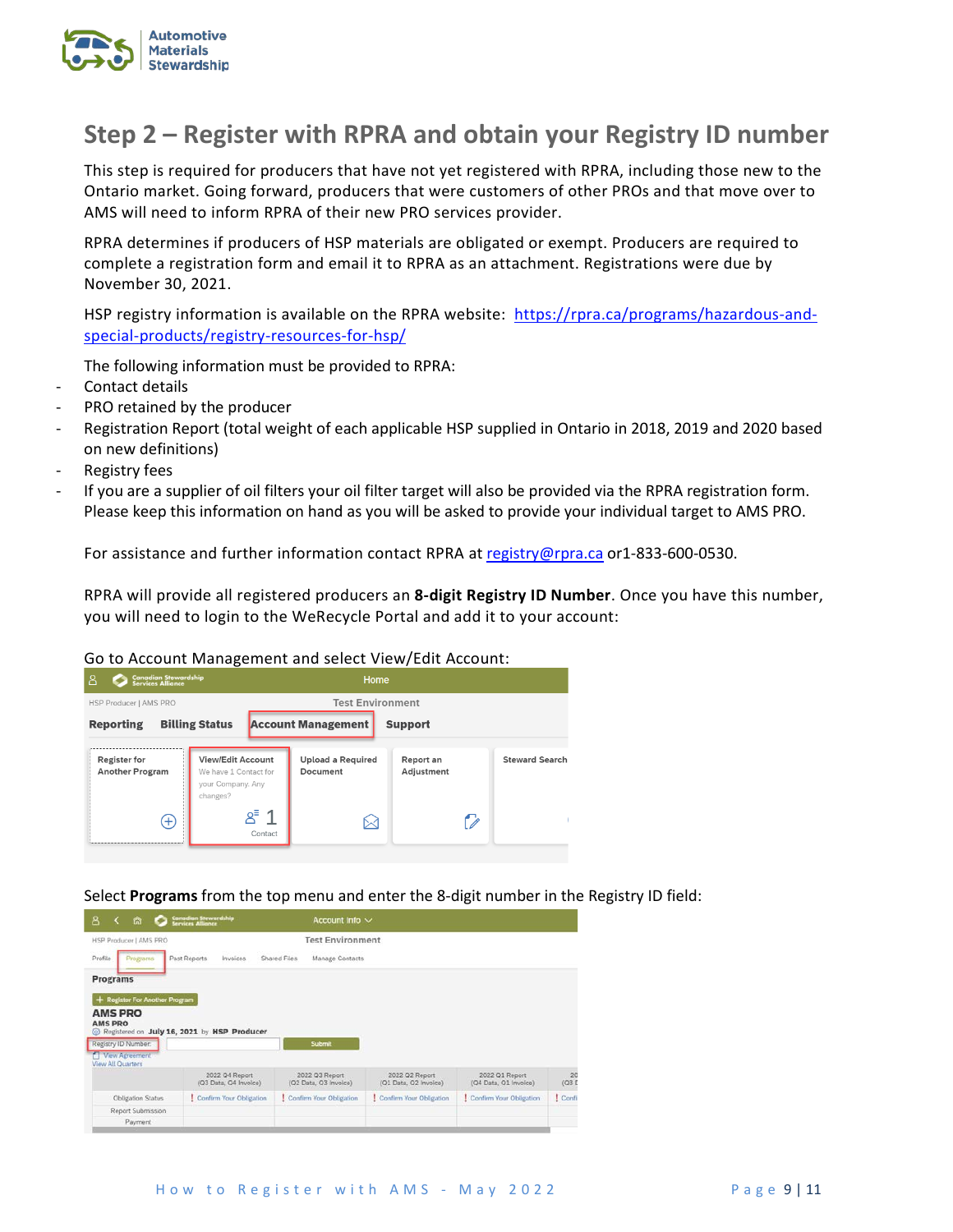## Step 2 – Register with RPRA and obtain your Registry ID number

This step is required for producers that have not yet registered with RPRA, including those new to the Ontario market. Going forward, producers that were customers of other PROs and that move over to AMS will need to inform RPRA of their new PRO services provider.

RPRA determines if producers of HSP materials are obligated or exempt. Producers are required to complete a registration form and email it to RPRA as an attachment. Registrations were due by November 30, 2021.

HSP registry information is available on the RPRA website: https://rpra.ca/programs/hazardous-and-special-products/registry-resources-for-hsp/

The following information must be provided to RPRA:

- Contact details
- PRO retained by the producer
- Registration Report (total weight of each applicable HSP supplied in Ontario in 2018, 2019 and 2020 based on new definitions)
- Registry fees
- If you are a supplier of oil filters your oil filter target will also be provided via the RPRA registration form. Please keep this information on hand as you will be asked to provide your individual target to AMS PRO.

For assistance and further information contact RPRA at registry@rpra.ca or1-833-600-0530.

RPRA will provide all registered producers an **8-digit Registry ID Number**. Once you have this number, you will need to login to the WeRecycle Portal and add it to your account:

Go to Account Management and select View/Edit Account:

Select **Programs** from the top menu and enter the 8-digit number in the Registry ID field: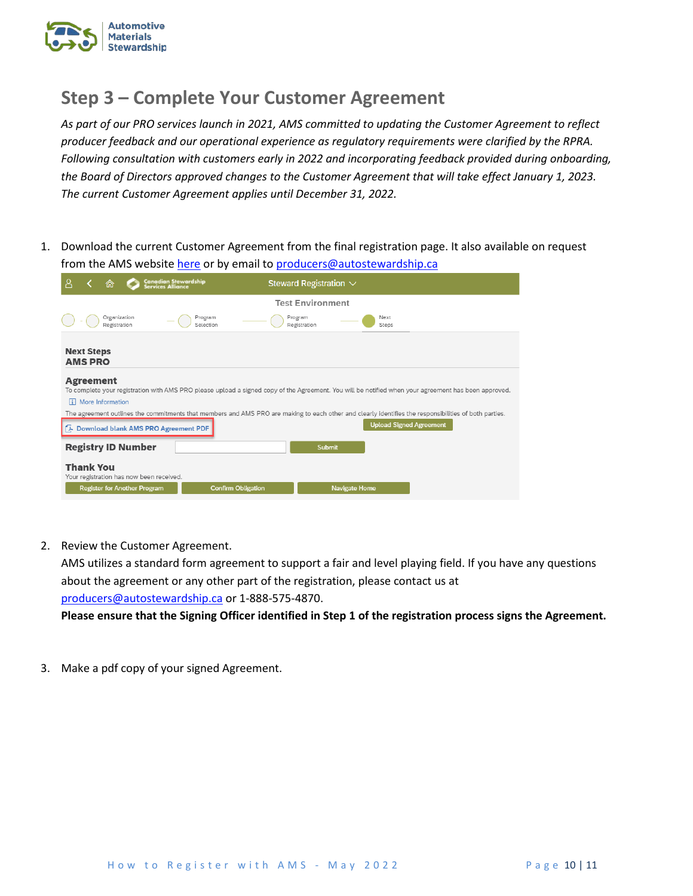## Step 3 – Complete Your Customer Agreement

*As part of our PRO services launch in 2021, AMS committed to updating the Customer Agreement to reflect producer feedback and our operational experience as regulatory requirements were clarified by the RPRA. Following consultation with customers early in 2022 and incorporating feedback provided during onboarding, the Board of Directors approved changes to the Customer Agreement that will take effect January 1, 2023. The current Customer Agreement applies until December 31, 2022.*

1. Download the current Customer Agreement from the final registration page. It also available on request from the AMS website here or by email to producers@autostewardship.ca

2. Review the Customer Agreement.
   AMS utilizes a standard form agreement to support a fair and level playing field. If you have any questions about the agreement or any other part of the registration, please contact us at producers@autostewardship.ca or 1-888-575-4870.
   **Please ensure that the Signing Officer identified in Step 1 of the registration process signs the Agreement.**

3. Make a pdf copy of your signed Agreement.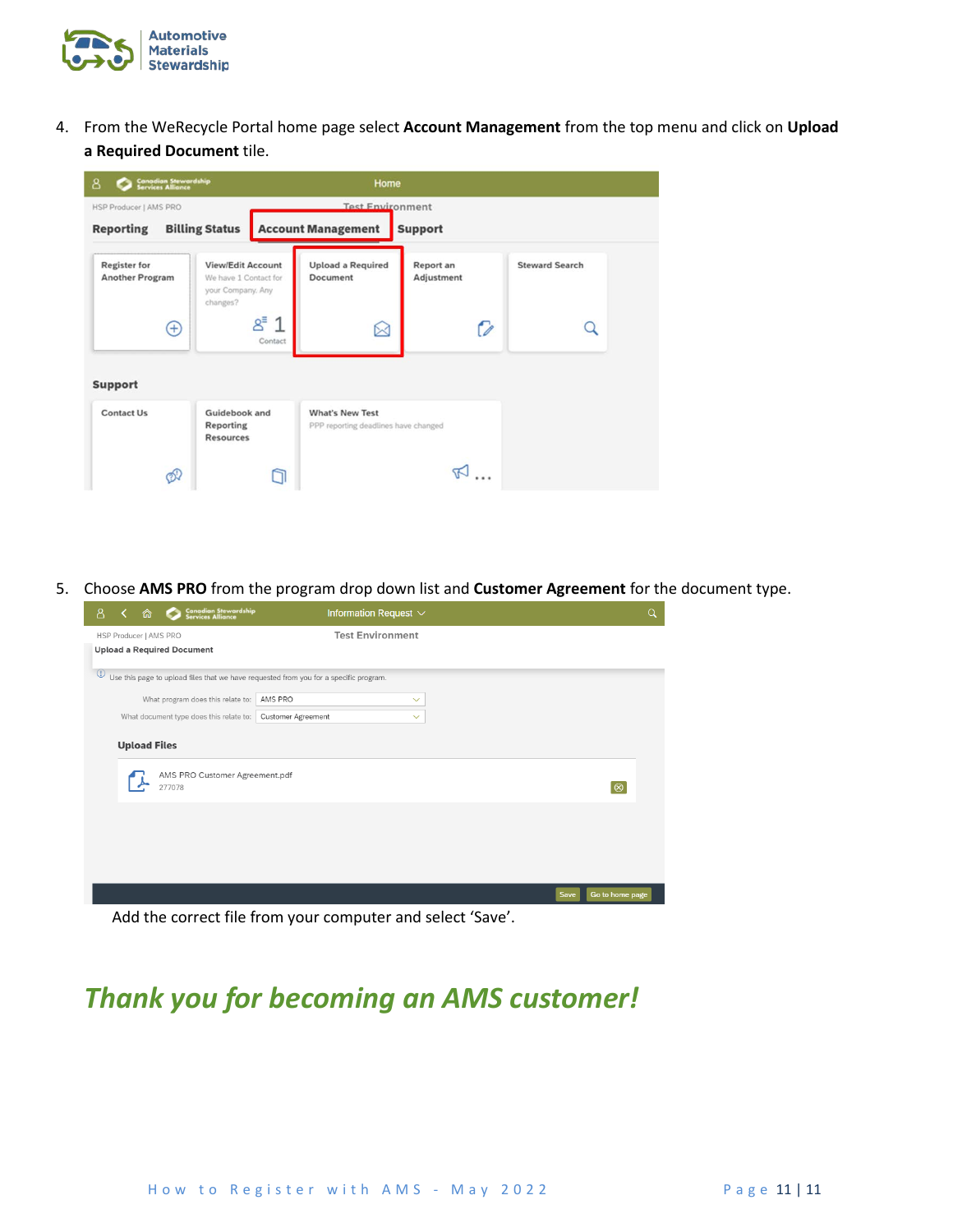4. From the WeRecycle Portal home page select **Account Management** from the top menu and click on **Upload a Required Document** tile.

5. Choose **AMS PRO** from the program drop down list and **Customer Agreement** for the document type.

   Add the correct file from your computer and select 'Save'.

## *Thank you for becoming an AMS customer!*